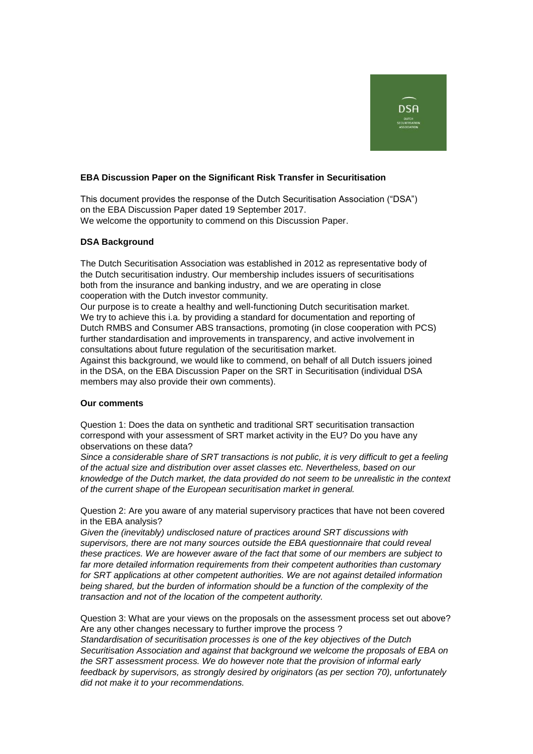**EBA Discussion Paper on the Significant Risk Transfer in Securitisation**

This document provides the response of the Dutch Securitisation Association ("DSA") on the EBA Discussion Paper dated 19 September 2017.
We welcome the opportunity to commend on this Discussion Paper.

**DSA Background**

The Dutch Securitisation Association was established in 2012 as representative body of the Dutch securitisation industry. Our membership includes issuers of securitisations both from the insurance and banking industry, and we are operating in close cooperation with the Dutch investor community.
Our purpose is to create a healthy and well-functioning Dutch securitisation market. We try to achieve this i.a. by providing a standard for documentation and reporting of Dutch RMBS and Consumer ABS transactions, promoting (in close cooperation with PCS) further standardisation and improvements in transparency, and active involvement in consultations about future regulation of the securitisation market.
Against this background, we would like to commend, on behalf of all Dutch issuers joined in the DSA, on the EBA Discussion Paper on the SRT in Securitisation (individual DSA members may also provide their own comments).

**Our comments**

Question 1: Does the data on synthetic and traditional SRT securitisation transaction correspond with your assessment of SRT market activity in the EU? Do you have any observations on these data?
*Since a considerable share of SRT transactions is not public, it is very difficult to get a feeling of the actual size and distribution over asset classes etc. Nevertheless, based on our knowledge of the Dutch market, the data provided do not seem to be unrealistic in the context of the current shape of the European securitisation market in general.*

Question 2: Are you aware of any material supervisory practices that have not been covered in the EBA analysis?
*Given the (inevitably) undisclosed nature of practices around SRT discussions with supervisors, there are not many sources outside the EBA questionnaire that could reveal these practices. We are however aware of the fact that some of our members are subject to far more detailed information requirements from their competent authorities than customary for SRT applications at other competent authorities. We are not against detailed information being shared, but the burden of information should be a function of the complexity of the transaction and not of the location of the competent authority.*

Question 3: What are your views on the proposals on the assessment process set out above? Are any other changes necessary to further improve the process ?
*Standardisation of securitisation processes is one of the key objectives of the Dutch Securitisation Association and against that background we welcome the proposals of EBA on the SRT assessment process. We do however note that the provision of informal early feedback by supervisors, as strongly desired by originators (as per section 70), unfortunately did not make it to your recommendations.*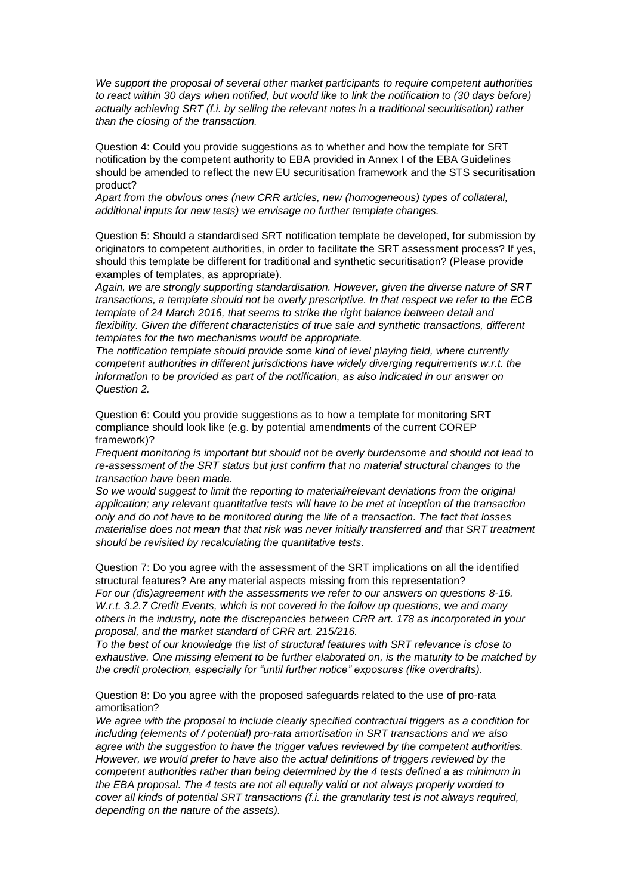*We support the proposal of several other market participants to require competent authorities to react within 30 days when notified, but would like to link the notification to (30 days before) actually achieving SRT (f.i. by selling the relevant notes in a traditional securitisation) rather than the closing of the transaction.*

Question 4: Could you provide suggestions as to whether and how the template for SRT notification by the competent authority to EBA provided in Annex I of the EBA Guidelines should be amended to reflect the new EU securitisation framework and the STS securitisation product?

*Apart from the obvious ones (new CRR articles, new (homogeneous) types of collateral, additional inputs for new tests) we envisage no further template changes.*

Question 5: Should a standardised SRT notification template be developed, for submission by originators to competent authorities, in order to facilitate the SRT assessment process? If yes, should this template be different for traditional and synthetic securitisation? (Please provide examples of templates, as appropriate).

*Again, we are strongly supporting standardisation. However, given the diverse nature of SRT transactions, a template should not be overly prescriptive. In that respect we refer to the ECB template of 24 March 2016, that seems to strike the right balance between detail and flexibility. Given the different characteristics of true sale and synthetic transactions, different templates for the two mechanisms would be appropriate.*

*The notification template should provide some kind of level playing field, where currently competent authorities in different jurisdictions have widely diverging requirements w.r.t. the information to be provided as part of the notification, as also indicated in our answer on Question 2.*

Question 6: Could you provide suggestions as to how a template for monitoring SRT compliance should look like (e.g. by potential amendments of the current COREP framework)?

*Frequent monitoring is important but should not be overly burdensome and should not lead to re-assessment of the SRT status but just confirm that no material structural changes to the transaction have been made.*

*So we would suggest to limit the reporting to material/relevant deviations from the original application; any relevant quantitative tests will have to be met at inception of the transaction only and do not have to be monitored during the life of a transaction. The fact that losses materialise does not mean that that risk was never initially transferred and that SRT treatment should be revisited by recalculating the quantitative tests.*

Question 7: Do you agree with the assessment of the SRT implications on all the identified structural features? Are any material aspects missing from this representation?

*For our (dis)agreement with the assessments we refer to our answers on questions 8-16. W.r.t. 3.2.7 Credit Events, which is not covered in the follow up questions, we and many others in the industry, note the discrepancies between CRR art. 178 as incorporated in your proposal, and the market standard of CRR art. 215/216.*

*To the best of our knowledge the list of structural features with SRT relevance is close to exhaustive. One missing element to be further elaborated on, is the maturity to be matched by the credit protection, especially for "until further notice" exposures (like overdrafts).*

Question 8: Do you agree with the proposed safeguards related to the use of pro-rata amortisation?

*We agree with the proposal to include clearly specified contractual triggers as a condition for including (elements of / potential) pro-rata amortisation in SRT transactions and we also agree with the suggestion to have the trigger values reviewed by the competent authorities. However, we would prefer to have also the actual definitions of triggers reviewed by the competent authorities rather than being determined by the 4 tests defined a as minimum in the EBA proposal. The 4 tests are not all equally valid or not always properly worded to cover all kinds of potential SRT transactions (f.i. the granularity test is not always required, depending on the nature of the assets).*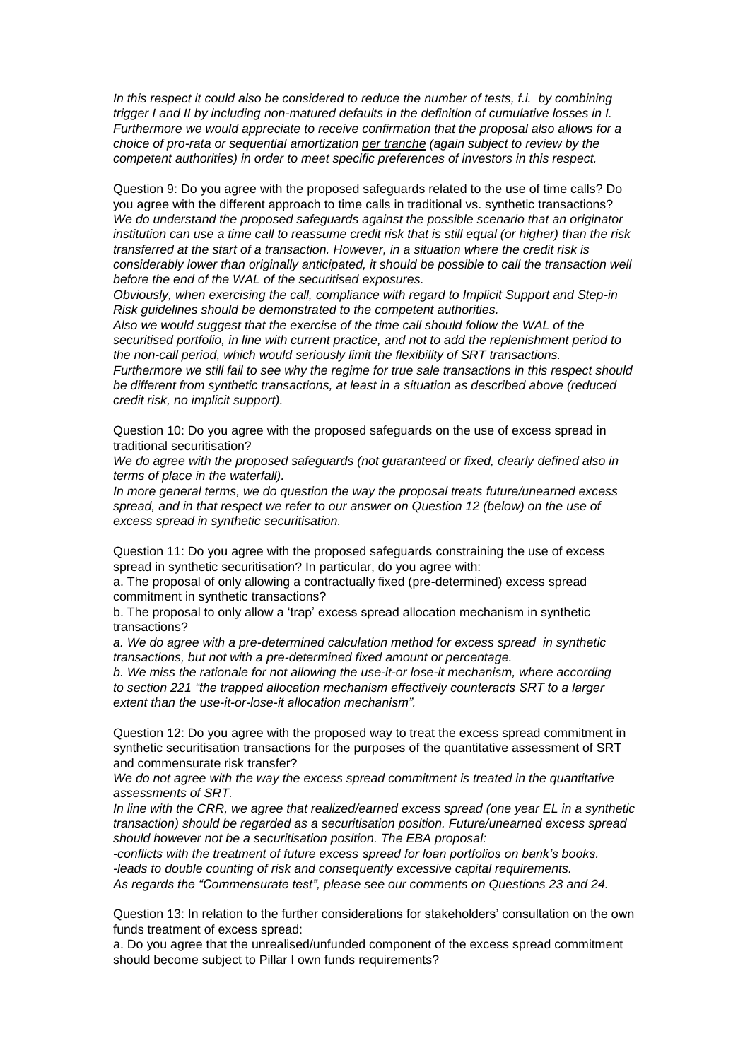*In this respect it could also be considered to reduce the number of tests, f.i. by combining trigger I and II by including non-matured defaults in the definition of cumulative losses in I. Furthermore we would appreciate to receive confirmation that the proposal also allows for a choice of pro-rata or sequential amortization <u>per tranche</u> (again subject to review by the competent authorities) in order to meet specific preferences of investors in this respect.*

Question 9: Do you agree with the proposed safeguards related to the use of time calls? Do you agree with the different approach to time calls in traditional vs. synthetic transactions?
*We do understand the proposed safeguards against the possible scenario that an originator institution can use a time call to reassume credit risk that is still equal (or higher) than the risk transferred at the start of a transaction. However, in a situation where the credit risk is considerably lower than originally anticipated, it should be possible to call the transaction well before the end of the WAL of the securitised exposures.*
*Obviously, when exercising the call, compliance with regard to Implicit Support and Step-in Risk guidelines should be demonstrated to the competent authorities.*
*Also we would suggest that the exercise of the time call should follow the WAL of the securitised portfolio, in line with current practice, and not to add the replenishment period to the non-call period, which would seriously limit the flexibility of SRT transactions.*
*Furthermore we still fail to see why the regime for true sale transactions in this respect should be different from synthetic transactions, at least in a situation as described above (reduced credit risk, no implicit support).*

Question 10: Do you agree with the proposed safeguards on the use of excess spread in traditional securitisation?
*We do agree with the proposed safeguards (not guaranteed or fixed, clearly defined also in terms of place in the waterfall).*
*In more general terms, we do question the way the proposal treats future/unearned excess spread, and in that respect we refer to our answer on Question 12 (below) on the use of excess spread in synthetic securitisation.*

Question 11: Do you agree with the proposed safeguards constraining the use of excess spread in synthetic securitisation? In particular, do you agree with:
a. The proposal of only allowing a contractually fixed (pre-determined) excess spread commitment in synthetic transactions?
b. The proposal to only allow a 'trap' excess spread allocation mechanism in synthetic transactions?
*a. We do agree with a pre-determined calculation method for excess spread in synthetic transactions, but not with a pre-determined fixed amount or percentage.*
*b. We miss the rationale for not allowing the use-it-or lose-it mechanism, where according to section 221 "the trapped allocation mechanism effectively counteracts SRT to a larger extent than the use-it-or-lose-it allocation mechanism".*

Question 12: Do you agree with the proposed way to treat the excess spread commitment in synthetic securitisation transactions for the purposes of the quantitative assessment of SRT and commensurate risk transfer?
*We do not agree with the way the excess spread commitment is treated in the quantitative assessments of SRT.*
*In line with the CRR, we agree that realized/earned excess spread (one year EL in a synthetic transaction) should be regarded as a securitisation position. Future/unearned excess spread should however not be a securitisation position. The EBA proposal:*
*-conflicts with the treatment of future excess spread for loan portfolios on bank's books.*
*-leads to double counting of risk and consequently excessive capital requirements.*
*As regards the "Commensurate test", please see our comments on Questions 23 and 24.*

Question 13: In relation to the further considerations for stakeholders' consultation on the own funds treatment of excess spread:
a. Do you agree that the unrealised/unfunded component of the excess spread commitment should become subject to Pillar I own funds requirements?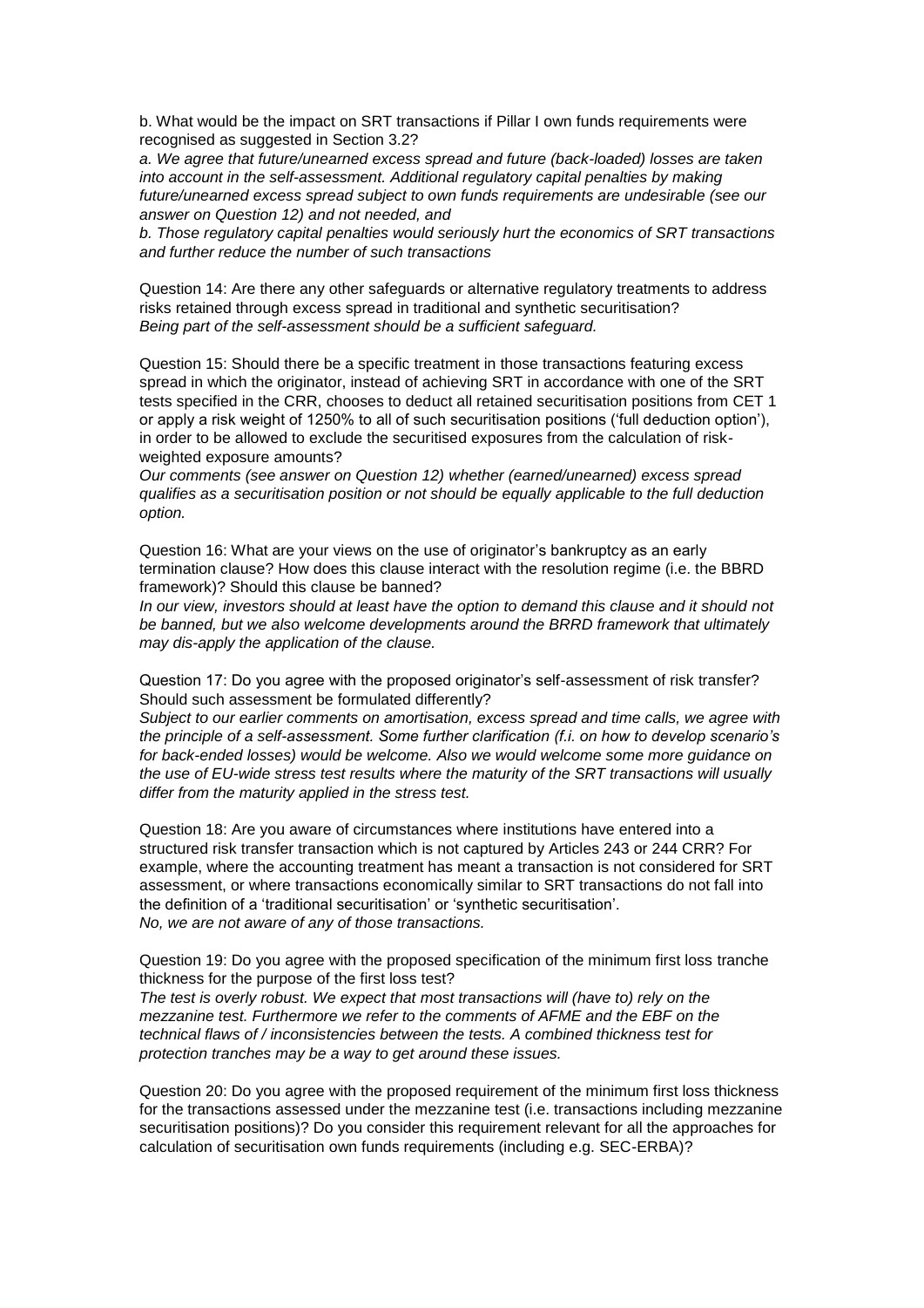b. What would be the impact on SRT transactions if Pillar I own funds requirements were recognised as suggested in Section 3.2?

*a. We agree that future/unearned excess spread and future (back-loaded) losses are taken into account in the self-assessment. Additional regulatory capital penalties by making future/unearned excess spread subject to own funds requirements are undesirable (see our answer on Question 12) and not needed, and*

*b. Those regulatory capital penalties would seriously hurt the economics of SRT transactions and further reduce the number of such transactions*

Question 14: Are there any other safeguards or alternative regulatory treatments to address risks retained through excess spread in traditional and synthetic securitisation?

*Being part of the self-assessment should be a sufficient safeguard.*

Question 15: Should there be a specific treatment in those transactions featuring excess spread in which the originator, instead of achieving SRT in accordance with one of the SRT tests specified in the CRR, chooses to deduct all retained securitisation positions from CET 1 or apply a risk weight of 1250% to all of such securitisation positions ('full deduction option'), in order to be allowed to exclude the securitised exposures from the calculation of risk-weighted exposure amounts?

*Our comments (see answer on Question 12) whether (earned/unearned) excess spread qualifies as a securitisation position or not should be equally applicable to the full deduction option.*

Question 16: What are your views on the use of originator's bankruptcy as an early termination clause? How does this clause interact with the resolution regime (i.e. the BBRD framework)? Should this clause be banned?

*In our view, investors should at least have the option to demand this clause and it should not be banned, but we also welcome developments around the BRRD framework that ultimately may dis-apply the application of the clause.*

Question 17: Do you agree with the proposed originator's self-assessment of risk transfer? Should such assessment be formulated differently?

*Subject to our earlier comments on amortisation, excess spread and time calls, we agree with the principle of a self-assessment. Some further clarification (f.i. on how to develop scenario's for back-ended losses) would be welcome. Also we would welcome some more guidance on the use of EU-wide stress test results where the maturity of the SRT transactions will usually differ from the maturity applied in the stress test.*

Question 18: Are you aware of circumstances where institutions have entered into a structured risk transfer transaction which is not captured by Articles 243 or 244 CRR? For example, where the accounting treatment has meant a transaction is not considered for SRT assessment, or where transactions economically similar to SRT transactions do not fall into the definition of a 'traditional securitisation' or 'synthetic securitisation'.

*No, we are not aware of any of those transactions.*

Question 19: Do you agree with the proposed specification of the minimum first loss tranche thickness for the purpose of the first loss test?

*The test is overly robust. We expect that most transactions will (have to) rely on the mezzanine test. Furthermore we refer to the comments of AFME and the EBF on the technical flaws of / inconsistencies between the tests. A combined thickness test for protection tranches may be a way to get around these issues.*

Question 20: Do you agree with the proposed requirement of the minimum first loss thickness for the transactions assessed under the mezzanine test (i.e. transactions including mezzanine securitisation positions)? Do you consider this requirement relevant for all the approaches for calculation of securitisation own funds requirements (including e.g. SEC-ERBA)?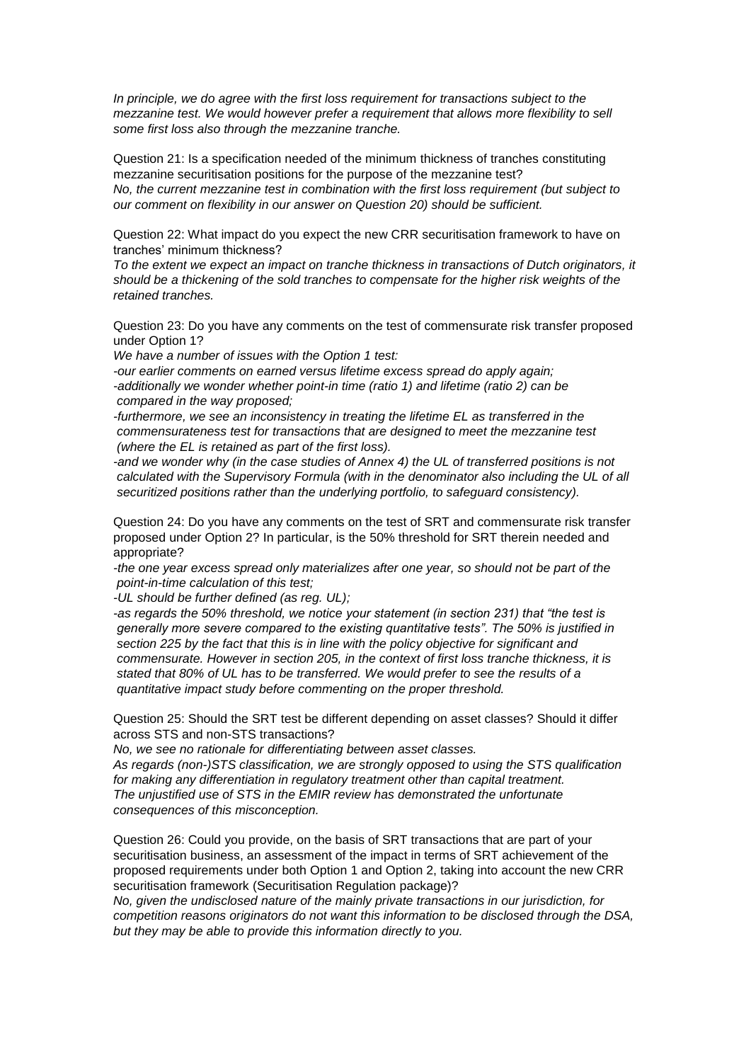*In principle, we do agree with the first loss requirement for transactions subject to the mezzanine test. We would however prefer a requirement that allows more flexibility to sell some first loss also through the mezzanine tranche.*

Question 21: Is a specification needed of the minimum thickness of tranches constituting mezzanine securitisation positions for the purpose of the mezzanine test?
*No, the current mezzanine test in combination with the first loss requirement (but subject to our comment on flexibility in our answer on Question 20) should be sufficient.*

Question 22: What impact do you expect the new CRR securitisation framework to have on tranches' minimum thickness?
*To the extent we expect an impact on tranche thickness in transactions of Dutch originators, it should be a thickening of the sold tranches to compensate for the higher risk weights of the retained tranches.*

Question 23: Do you have any comments on the test of commensurate risk transfer proposed under Option 1?
*We have a number of issues with the Option 1 test:*
*-our earlier comments on earned versus lifetime excess spread do apply again;*
*-additionally we wonder whether point-in time (ratio 1) and lifetime (ratio 2) can be compared in the way proposed;*
*-furthermore, we see an inconsistency in treating the lifetime EL as transferred in the commensurateness test for transactions that are designed to meet the mezzanine test (where the EL is retained as part of the first loss).*
*-and we wonder why (in the case studies of Annex 4) the UL of transferred positions is not calculated with the Supervisory Formula (with in the denominator also including the UL of all securitized positions rather than the underlying portfolio, to safeguard consistency).*

Question 24: Do you have any comments on the test of SRT and commensurate risk transfer proposed under Option 2? In particular, is the 50% threshold for SRT therein needed and appropriate?
*-the one year excess spread only materializes after one year, so should not be part of the point-in-time calculation of this test;*
*-UL should be further defined (as reg. UL);*
*-as regards the 50% threshold, we notice your statement (in section 231) that "the test is generally more severe compared to the existing quantitative tests". The 50% is justified in section 225 by the fact that this is in line with the policy objective for significant and commensurate. However in section 205, in the context of first loss tranche thickness, it is stated that 80% of UL has to be transferred. We would prefer to see the results of a quantitative impact study before commenting on the proper threshold.*

Question 25: Should the SRT test be different depending on asset classes? Should it differ across STS and non-STS transactions?
*No, we see no rationale for differentiating between asset classes.*
*As regards (non-)STS classification, we are strongly opposed to using the STS qualification for making any differentiation in regulatory treatment other than capital treatment.*
*The unjustified use of STS in the EMIR review has demonstrated the unfortunate consequences of this misconception.*

Question 26: Could you provide, on the basis of SRT transactions that are part of your securitisation business, an assessment of the impact in terms of SRT achievement of the proposed requirements under both Option 1 and Option 2, taking into account the new CRR securitisation framework (Securitisation Regulation package)?
*No, given the undisclosed nature of the mainly private transactions in our jurisdiction, for competition reasons originators do not want this information to be disclosed through the DSA, but they may be able to provide this information directly to you.*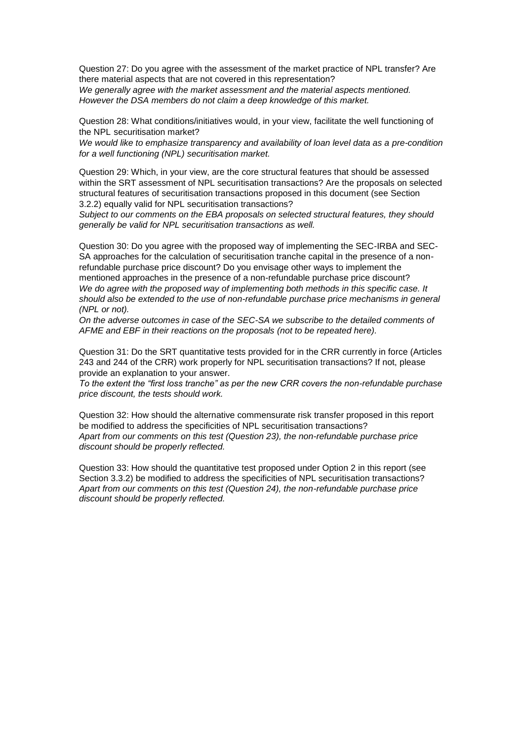Question 27: Do you agree with the assessment of the market practice of NPL transfer? Are there material aspects that are not covered in this representation?
*We generally agree with the market assessment and the material aspects mentioned. However the DSA members do not claim a deep knowledge of this market.*

Question 28: What conditions/initiatives would, in your view, facilitate the well functioning of the NPL securitisation market?
*We would like to emphasize transparency and availability of loan level data as a pre-condition for a well functioning (NPL) securitisation market.*

Question 29: Which, in your view, are the core structural features that should be assessed within the SRT assessment of NPL securitisation transactions? Are the proposals on selected structural features of securitisation transactions proposed in this document (see Section 3.2.2) equally valid for NPL securitisation transactions?
*Subject to our comments on the EBA proposals on selected structural features, they should generally be valid for NPL securitisation transactions as well.*

Question 30: Do you agree with the proposed way of implementing the SEC-IRBA and SEC-SA approaches for the calculation of securitisation tranche capital in the presence of a non-refundable purchase price discount? Do you envisage other ways to implement the mentioned approaches in the presence of a non-refundable purchase price discount?
*We do agree with the proposed way of implementing both methods in this specific case. It should also be extended to the use of non-refundable purchase price mechanisms in general (NPL or not).*
*On the adverse outcomes in case of the SEC-SA we subscribe to the detailed comments of AFME and EBF in their reactions on the proposals (not to be repeated here).*

Question 31: Do the SRT quantitative tests provided for in the CRR currently in force (Articles 243 and 244 of the CRR) work properly for NPL securitisation transactions? If not, please provide an explanation to your answer.
*To the extent the "first loss tranche" as per the new CRR covers the non-refundable purchase price discount, the tests should work.*

Question 32: How should the alternative commensurate risk transfer proposed in this report be modified to address the specificities of NPL securitisation transactions?
*Apart from our comments on this test (Question 23), the non-refundable purchase price discount should be properly reflected.*

Question 33: How should the quantitative test proposed under Option 2 in this report (see Section 3.3.2) be modified to address the specificities of NPL securitisation transactions?
*Apart from our comments on this test (Question 24), the non-refundable purchase price discount should be properly reflected.*